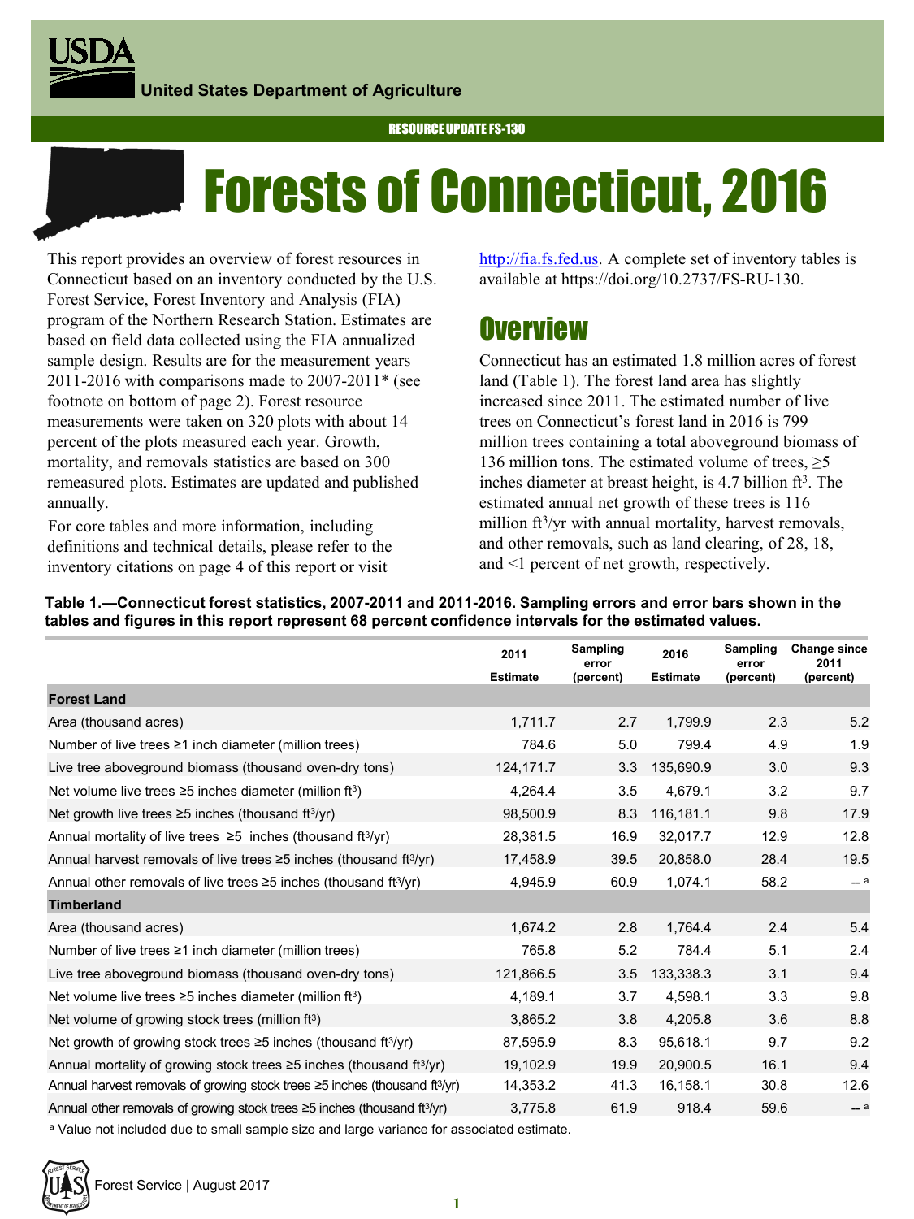United States Department of Agriculture

RESOURCE UPDATE FS-130

# Forests of Connecticut, 2016

This report provides an overview of forest resources in Connecticut based on an inventory conducted by the U.S. Forest Service, Forest Inventory and Analysis (FIA) program of the Northern Research Station. Estimates are based on field data collected using the FIA annualized sample design. Results are for the measurement years 2011-2016 with comparisons made to 2007-2011* (see footnote on bottom of page 2). Forest resource measurements were taken on 320 plots with about 14 percent of the plots measured each year. Growth, mortality, and removals statistics are based on 300 remeasured plots. Estimates are updated and published annually.

For core tables and more information, including definitions and technical details, please refer to the inventory citations on page 4 of this report or visit http://fia.fs.fed.us. A complete set of inventory tables is available at https://doi.org/10.2737/FS-RU-130.

## Overview

Connecticut has an estimated 1.8 million acres of forest land (Table 1). The forest land area has slightly increased since 2011. The estimated number of live trees on Connecticut's forest land in 2016 is 799 million trees containing a total aboveground biomass of 136 million tons. The estimated volume of trees, ≥5 inches diameter at breast height, is 4.7 billion ft$^3$. The estimated annual net growth of these trees is 116 million ft$^3$/yr with annual mortality, harvest removals, and other removals, such as land clearing, of 28, 18, and <1 percent of net growth, respectively.

**Table 1.—Connecticut forest statistics, 2007-2011 and 2011-2016. Sampling errors and error bars shown in the tables and figures in this report represent 68 percent confidence intervals for the estimated values.**

| | 2011 Estimate | Sampling error (percent) | 2016 Estimate | Sampling error (percent) | Change since 2011 (percent) |
|---|---|---|---|---|---|
| **Forest Land** | | | | | |
| Area (thousand acres) | 1,711.7 | 2.7 | 1,799.9 | 2.3 | 5.2 |
| Number of live trees ≥1 inch diameter (million trees) | 784.6 | 5.0 | 799.4 | 4.9 | 1.9 |
| Live tree aboveground biomass (thousand oven-dry tons) | 124,171.7 | 3.3 | 135,690.9 | 3.0 | 9.3 |
| Net volume live trees ≥5 inches diameter (million ft$^3$) | 4,264.4 | 3.5 | 4,679.1 | 3.2 | 9.7 |
| Net growth live trees ≥5 inches (thousand ft$^3$/yr) | 98,500.9 | 8.3 | 116,181.1 | 9.8 | 17.9 |
| Annual mortality of live trees ≥5 inches (thousand ft$^3$/yr) | 28,381.5 | 16.9 | 32,017.7 | 12.9 | 12.8 |
| Annual harvest removals of live trees ≥5 inches (thousand ft$^3$/yr) | 17,458.9 | 39.5 | 20,858.0 | 28.4 | 19.5 |
| Annual other removals of live trees ≥5 inches (thousand ft$^3$/yr) | 4,945.9 | 60.9 | 1,074.1 | 58.2 | -- [a] |
| **Timberland** | | | | | |
| Area (thousand acres) | 1,674.2 | 2.8 | 1,764.4 | 2.4 | 5.4 |
| Number of live trees ≥1 inch diameter (million trees) | 765.8 | 5.2 | 784.4 | 5.1 | 2.4 |
| Live tree aboveground biomass (thousand oven-dry tons) | 121,866.5 | 3.5 | 133,338.3 | 3.1 | 9.4 |
| Net volume live trees ≥5 inches diameter (million ft$^3$) | 4,189.1 | 3.7 | 4,598.1 | 3.3 | 9.8 |
| Net volume of growing stock trees (million ft$^3$) | 3,865.2 | 3.8 | 4,205.8 | 3.6 | 8.8 |
| Net growth of growing stock trees ≥5 inches (thousand ft$^3$/yr) | 87,595.9 | 8.3 | 95,618.1 | 9.7 | 9.2 |
| Annual mortality of growing stock trees ≥5 inches (thousand ft$^3$/yr) | 19,102.9 | 19.9 | 20,900.5 | 16.1 | 9.4 |
| Annual harvest removals of growing stock trees ≥5 inches (thousand ft$^3$/yr) | 14,353.2 | 41.3 | 16,158.1 | 30.8 | 12.6 |
| Annual other removals of growing stock trees ≥5 inches (thousand ft$^3$/yr) | 3,775.8 | 61.9 | 918.4 | 59.6 | -- [a] |

[a] Value not included due to small sample size and large variance for associated estimate.

Forest Service | August 2017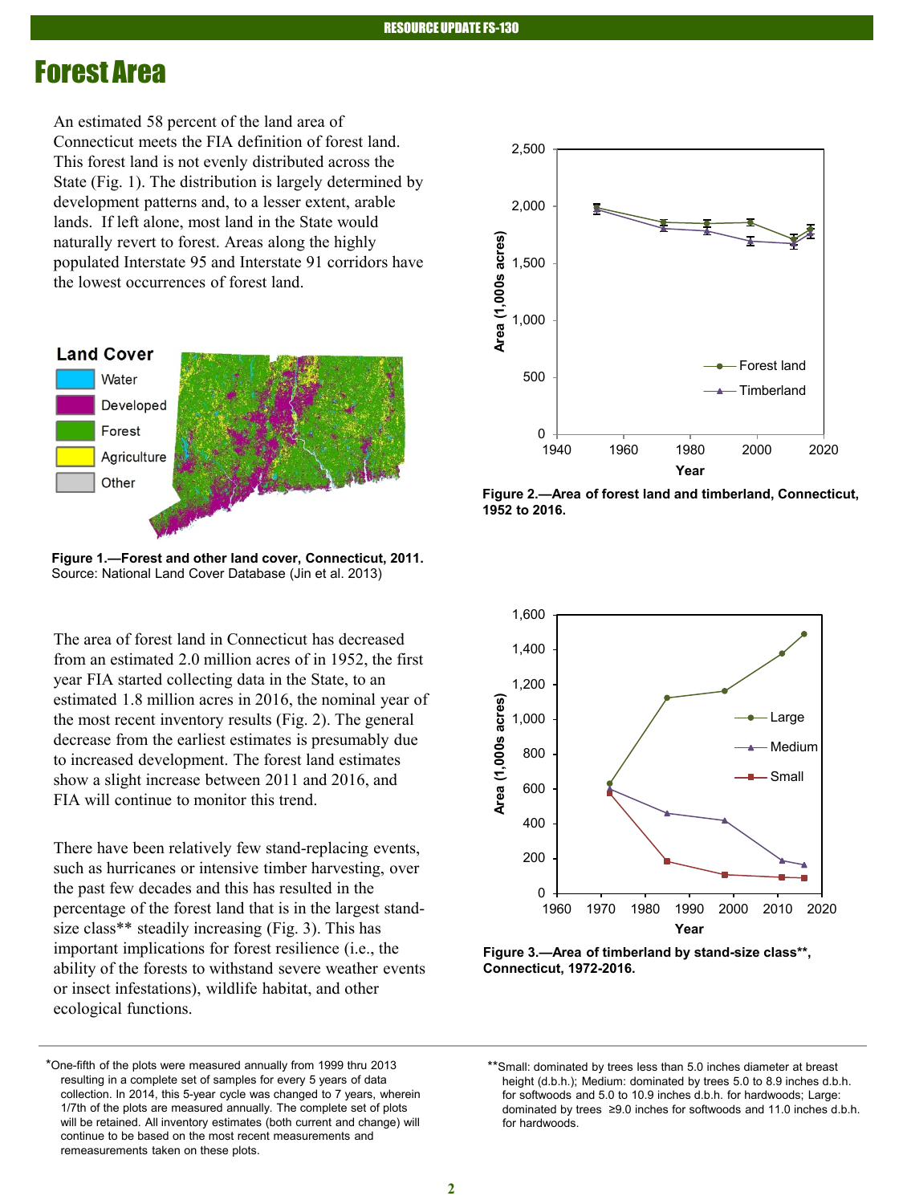# Forest Area

An estimated 58 percent of the land area of Connecticut meets the FIA definition of forest land. This forest land is not evenly distributed across the State (Fig. 1). The distribution is largely determined by development patterns and, to a lesser extent, arable lands. If left alone, most land in the State would naturally revert to forest. Areas along the highly populated Interstate 95 and Interstate 91 corridors have the lowest occurrences of forest land.

Land Cover
Water
Developed
Forest
Agriculture
Other

**Figure 1.—Forest and other land cover, Connecticut, 2011.**
Source: National Land Cover Database (Jin et al. 2013)

The area of forest land in Connecticut has decreased from an estimated 2.0 million acres of in 1952, the first year FIA started collecting data in the State, to an estimated 1.8 million acres in 2016, the nominal year of the most recent inventory results (Fig. 2). The general decrease from the earliest estimates is presumably due to increased development. The forest land estimates show a slight increase between 2011 and 2016, and FIA will continue to monitor this trend.

There have been relatively few stand-replacing events, such as hurricanes or intensive timber harvesting, over the past few decades and this has resulted in the percentage of the forest land that is in the largest stand-size class** steadily increasing (Fig. 3). This has important implications for forest resilience (i.e., the ability of the forests to withstand severe weather events or insect infestations), wildlife habitat, and other ecological functions.

Area (1,000s acres)
2,500
2,000
1,500
1,000
500
0
1940
1960
1980
2000
2020
Year
Forest land
Timberland

**Figure 2.—Area of forest land and timberland, Connecticut, 1952 to 2016.**

Area (1,000s acres)
1,600
1,400
1,200
1,000
800
600
400
200
0
1960
1970
1980
1990
2000
2010
2020
Year
Large
Medium
Small

**Figure 3.—Area of timberland by stand-size class**, Connecticut, 1972-2016.**

*One-fifth of the plots were measured annually from 1999 thru 2013 resulting in a complete set of samples for every 5 years of data collection. In 2014, this 5-year cycle was changed to 7 years, wherein 1/7th of the plots are measured annually. The complete set of plots will be retained. All inventory estimates (both current and change) will continue to be based on the most recent measurements and remeasurements taken on these plots.

**Small: dominated by trees less than 5.0 inches diameter at breast height (d.b.h.); Medium: dominated by trees 5.0 to 8.9 inches d.b.h. for softwoods and 5.0 to 10.9 inches d.b.h. for hardwoods; Large: dominated by trees ≥9.0 inches for softwoods and 11.0 inches d.b.h. for hardwoods.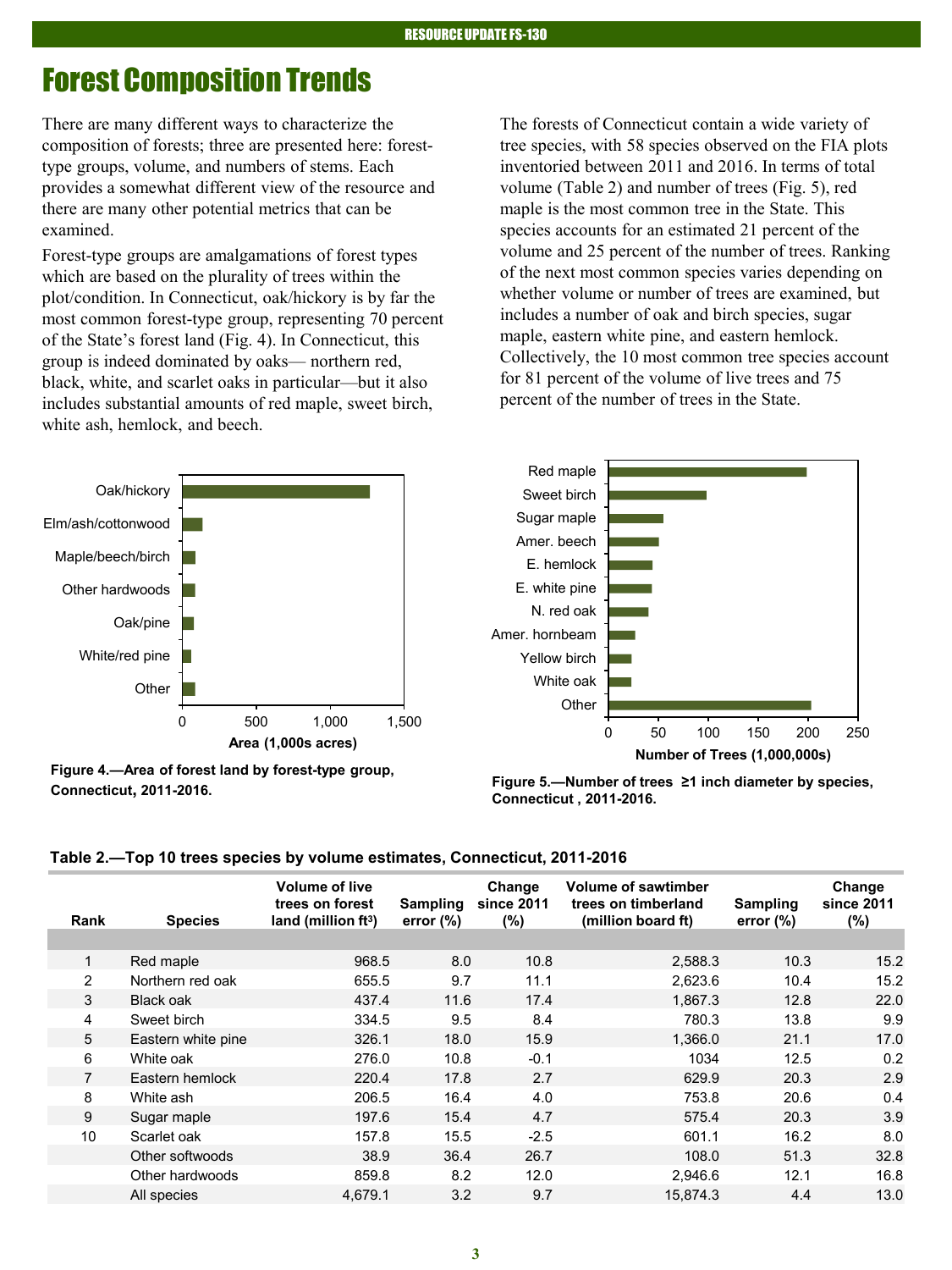# Forest Composition Trends

There are many different ways to characterize the composition of forests; three are presented here: forest-type groups, volume, and numbers of stems. Each provides a somewhat different view of the resource and there are many other potential metrics that can be examined.

Forest-type groups are amalgamations of forest types which are based on the plurality of trees within the plot/condition. In Connecticut, oak/hickory is by far the most common forest-type group, representing 70 percent of the State's forest land (Fig. 4). In Connecticut, this group is indeed dominated by oaks— northern red, black, white, and scarlet oaks in particular—but it also includes substantial amounts of red maple, sweet birch, white ash, hemlock, and beech.

The forests of Connecticut contain a wide variety of tree species, with 58 species observed on the FIA plots inventoried between 2011 and 2016. In terms of total volume (Table 2) and number of trees (Fig. 5), red maple is the most common tree in the State. This species accounts for an estimated 21 percent of the volume and 25 percent of the number of trees. Ranking of the next most common species varies depending on whether volume or number of trees are examined, but includes a number of oak and birch species, sugar maple, eastern white pine, and eastern hemlock. Collectively, the 10 most common tree species account for 81 percent of the volume of live trees and 75 percent of the number of trees in the State.

Oak/hickory
Elm/ash/cottonwood
Maple/beech/birch
Other hardwoods
Oak/pine
White/red pine
Other
0
500
1,000
1,500
Area (1,000s acres)

**Figure 4.—Area of forest land by forest-type group, Connecticut, 2011-2016.**

Red maple
Sweet birch
Sugar maple
Amer. beech
E. hemlock
E. white pine
N. red oak
Amer. hornbeam
Yellow birch
White oak
Other
0
50
100
150
200
250
Number of Trees (1,000,000s)

**Figure 5.—Number of trees ≥1 inch diameter by species, Connecticut , 2011-2016.**

**Table 2.—Top 10 trees species by volume estimates, Connecticut, 2011-2016**

| Rank | Species | Volume of live trees on forest land (million ft³) | Sampling error (%) | Change since 2011 (%) | Volume of sawtimber trees on timberland (million board ft) | Sampling error (%) | Change since 2011 (%) |
|---|---|---|---|---|---|---|---|
| 1 | Red maple | 968.5 | 8.0 | 10.8 | 2,588.3 | 10.3 | 15.2 |
| 2 | Northern red oak | 655.5 | 9.7 | 11.1 | 2,623.6 | 10.4 | 15.2 |
| 3 | Black oak | 437.4 | 11.6 | 17.4 | 1,867.3 | 12.8 | 22.0 |
| 4 | Sweet birch | 334.5 | 9.5 | 8.4 | 780.3 | 13.8 | 9.9 |
| 5 | Eastern white pine | 326.1 | 18.0 | 15.9 | 1,366.0 | 21.1 | 17.0 |
| 6 | White oak | 276.0 | 10.8 | -0.1 | 1034 | 12.5 | 0.2 |
| 7 | Eastern hemlock | 220.4 | 17.8 | 2.7 | 629.9 | 20.3 | 2.9 |
| 8 | White ash | 206.5 | 16.4 | 4.0 | 753.8 | 20.6 | 0.4 |
| 9 | Sugar maple | 197.6 | 15.4 | 4.7 | 575.4 | 20.3 | 3.9 |
| 10 | Scarlet oak | 157.8 | 15.5 | -2.5 | 601.1 | 16.2 | 8.0 |
| | Other softwoods | 38.9 | 36.4 | 26.7 | 108.0 | 51.3 | 32.8 |
| | Other hardwoods | 859.8 | 8.2 | 12.0 | 2,946.6 | 12.1 | 16.8 |
| | All species | 4,679.1 | 3.2 | 9.7 | 15,874.3 | 4.4 | 13.0 |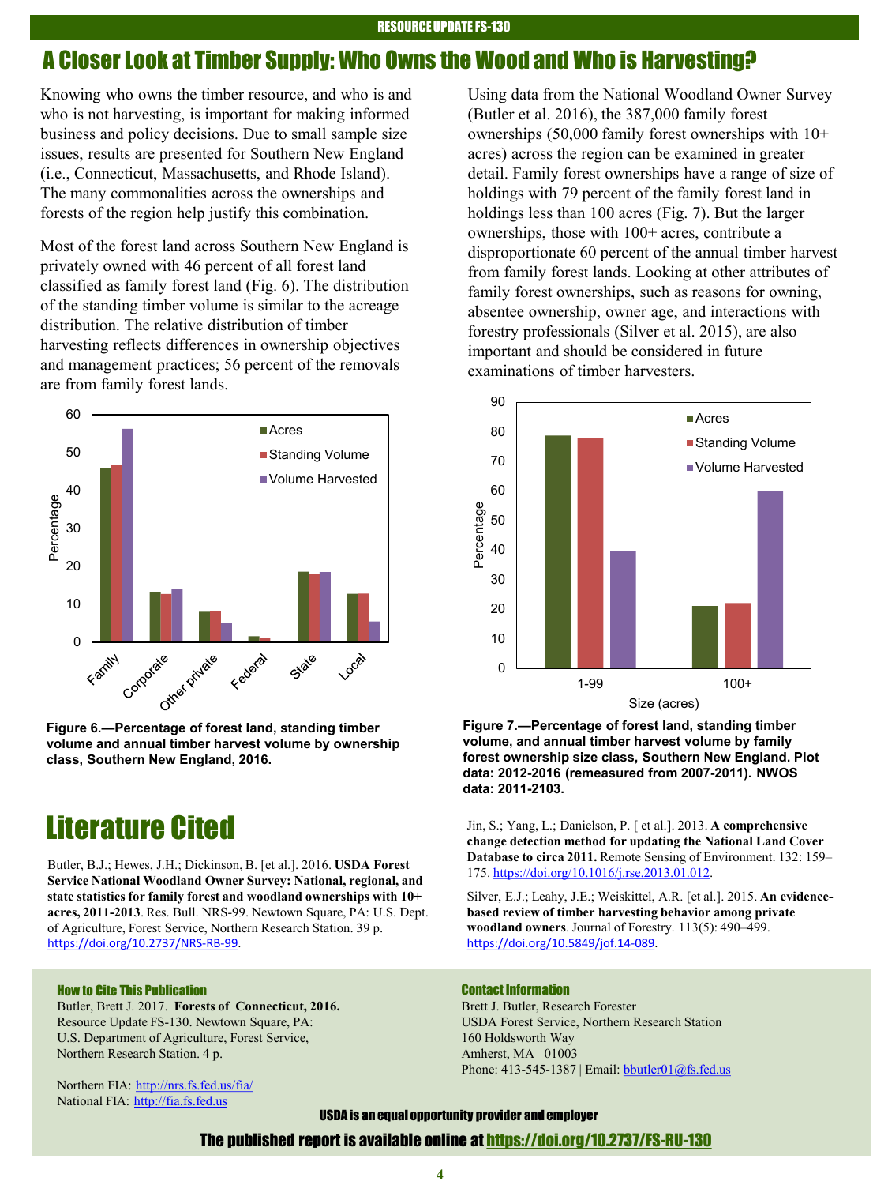RESOURCE UPDATE FS-130

# A Closer Look at Timber Supply: Who Owns the Wood and Who is Harvesting?

Knowing who owns the timber resource, and who is and who is not harvesting, is important for making informed business and policy decisions. Due to small sample size issues, results are presented for Southern New England (i.e., Connecticut, Massachusetts, and Rhode Island). The many commonalities across the ownerships and forests of the region help justify this combination.

Most of the forest land across Southern New England is privately owned with 46 percent of all forest land classified as family forest land (Fig. 6). The distribution of the standing timber volume is similar to the acreage distribution. The relative distribution of timber harvesting reflects differences in ownership objectives and management practices; 56 percent of the removals are from family forest lands.

60
50
40
30
20
10
0
Percentage
Acres
Standing Volume
Volume Harvested
Family
Corporate
Other private
Federal
State
Local

**Figure 6.—Percentage of forest land, standing timber volume and annual timber harvest volume by ownership class, Southern New England, 2016.**

Using data from the National Woodland Owner Survey (Butler et al. 2016), the 387,000 family forest ownerships (50,000 family forest ownerships with 10+ acres) across the region can be examined in greater detail. Family forest ownerships have a range of size of holdings with 79 percent of the family forest land in holdings less than 100 acres (Fig. 7). But the larger ownerships, those with 100+ acres, contribute a disproportionate 60 percent of the annual timber harvest from family forest lands. Looking at other attributes of family forest ownerships, such as reasons for owning, absentee ownership, owner age, and interactions with forestry professionals (Silver et al. 2015), are also important and should be considered in future examinations of timber harvesters.

90
80
70
60
50
40
30
20
10
0
Percentage
Acres
Standing Volume
Volume Harvested
1-99
100+
Size (acres)

**Figure 7.—Percentage of forest land, standing timber volume, and annual timber harvest volume by family forest ownership size class, Southern New England. Plot data: 2012-2016 (remeasured from 2007-2011). NWOS data: 2011-2103.**

# Literature Cited

Butler, B.J.; Hewes, J.H.; Dickinson, B. [et al.]. 2016. **USDA Forest Service National Woodland Owner Survey: National, regional, and state statistics for family forest and woodland ownerships with 10+ acres, 2011-2013**. Res. Bull. NRS-99. Newtown Square, PA: U.S. Dept. of Agriculture, Forest Service, Northern Research Station. 39 p. https://doi.org/10.2737/NRS-RB-99.

Jin, S.; Yang, L.; Danielson, P. [ et al.]. 2013. **A comprehensive change detection method for updating the National Land Cover Database to circa 2011.** Remote Sensing of Environment. 132: 159–175. https://doi.org/10.1016/j.rse.2013.01.012.

Silver, E.J.; Leahy, J.E.; Weiskittel, A.R. [et al.]. 2015. **An evidence-based review of timber harvesting behavior among private woodland owners**. Journal of Forestry. 113(5): 490–499. https://doi.org/10.5849/jof.14-089.

### How to Cite This Publication

Butler, Brett J. 2017. **Forests of Connecticut, 2016.** Resource Update FS-130. Newtown Square, PA: U.S. Department of Agriculture, Forest Service, Northern Research Station. 4 p.

Northern FIA: http://nrs.fs.fed.us/fia/
National FIA: http://fia.fs.fed.us

### Contact Information

Brett J. Butler, Research Forester
USDA Forest Service, Northern Research Station
160 Holdsworth Way
Amherst, MA 01003
Phone: 413-545-1387 | Email: bbutler01@fs.fed.us

**USDA is an equal opportunity provider and employer**

**The published report is available online at https://doi.org/10.2737/FS-RU-130**